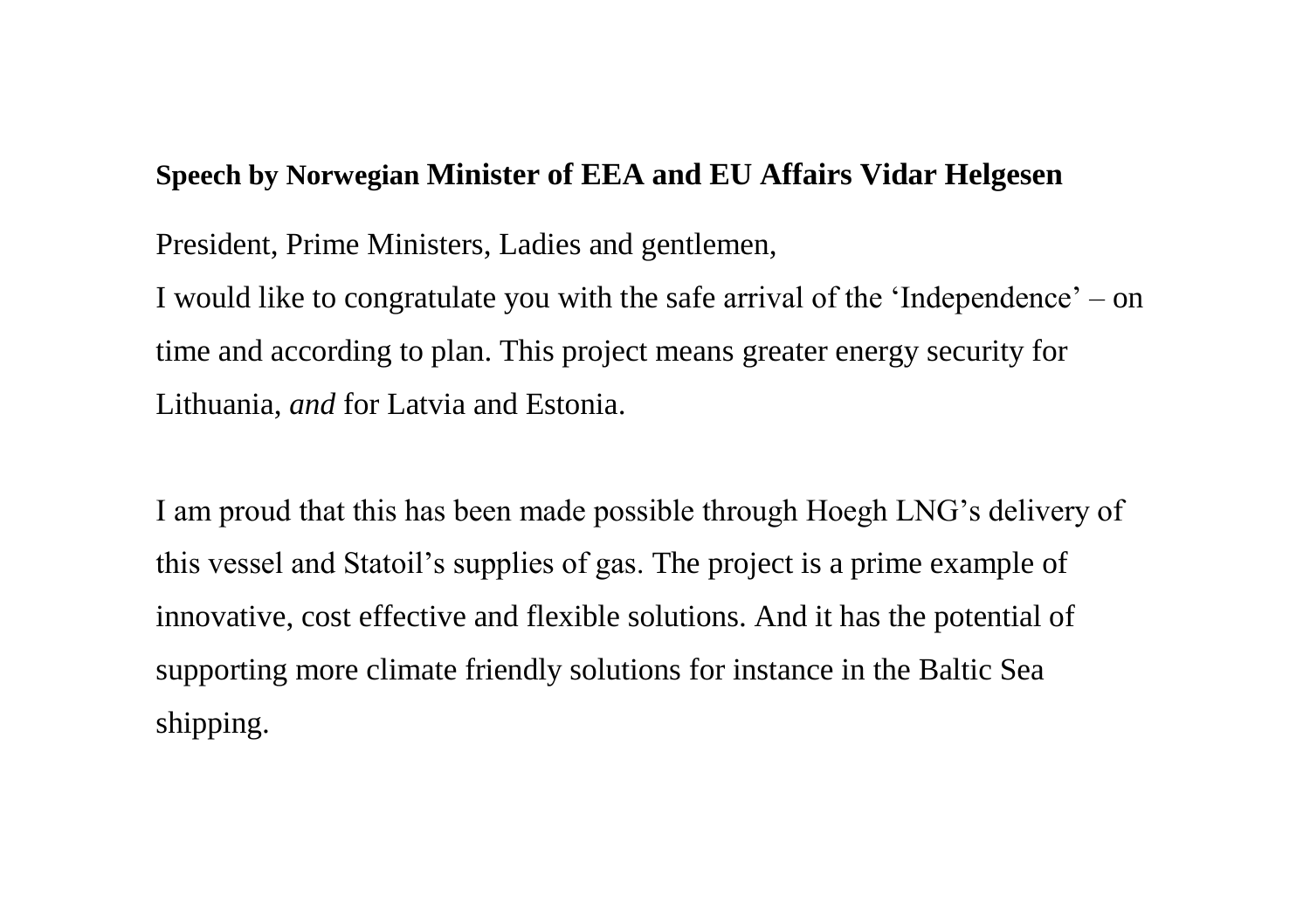**Speech by Norwegian Minister of EEA and EU Affairs Vidar Helgesen**

President, Prime Ministers, Ladies and gentlemen,

I would like to congratulate you with the safe arrival of the 'Independence' – on time and according to plan. This project means greater energy security for Lithuania, *and* for Latvia and Estonia.

I am proud that this has been made possible through Hoegh LNG's delivery of this vessel and Statoil's supplies of gas. The project is a prime example of innovative, cost effective and flexible solutions. And it has the potential of supporting more climate friendly solutions for instance in the Baltic Sea shipping.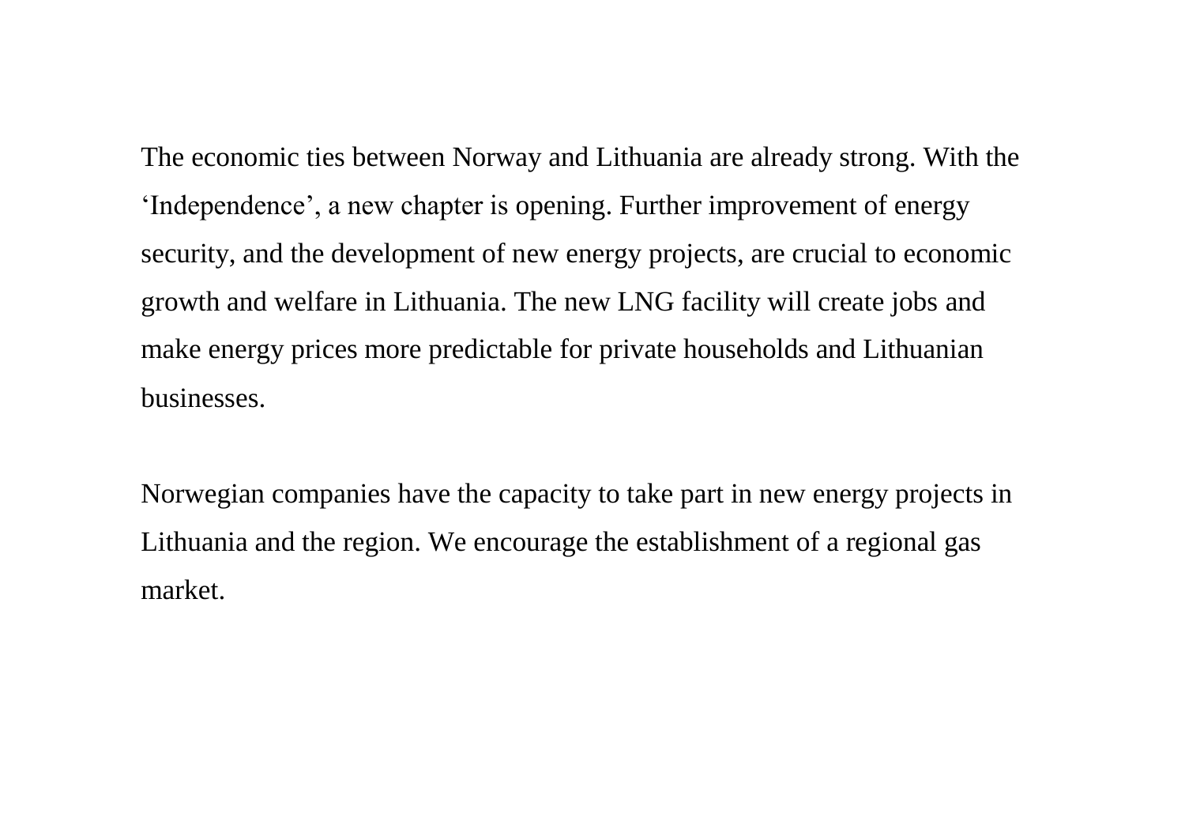The economic ties between Norway and Lithuania are already strong. With the ‘Independence’, a new chapter is opening. Further improvement of energy security, and the development of new energy projects, are crucial to economic growth and welfare in Lithuania. The new LNG facility will create jobs and make energy prices more predictable for private households and Lithuanian businesses.

Norwegian companies have the capacity to take part in new energy projects in Lithuania and the region. We encourage the establishment of a regional gas market.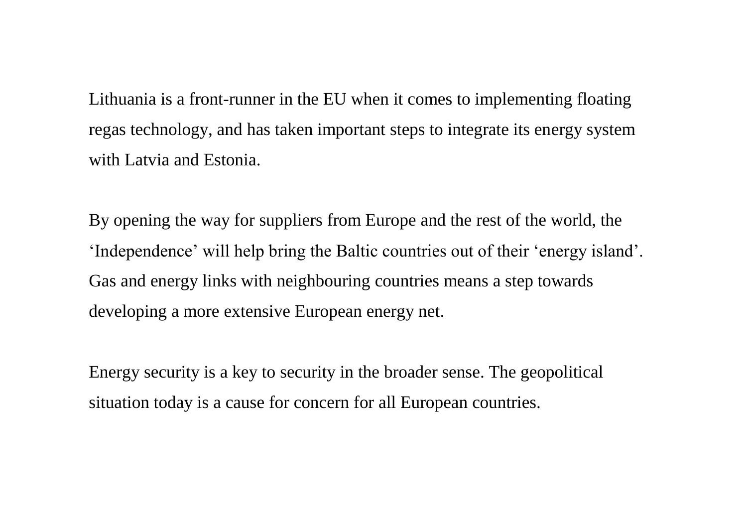Lithuania is a front-runner in the EU when it comes to implementing floating regas technology, and has taken important steps to integrate its energy system with Latvia and Estonia.

By opening the way for suppliers from Europe and the rest of the world, the ‘Independence’ will help bring the Baltic countries out of their ‘energy island’. Gas and energy links with neighbouring countries means a step towards developing a more extensive European energy net.

Energy security is a key to security in the broader sense. The geopolitical situation today is a cause for concern for all European countries.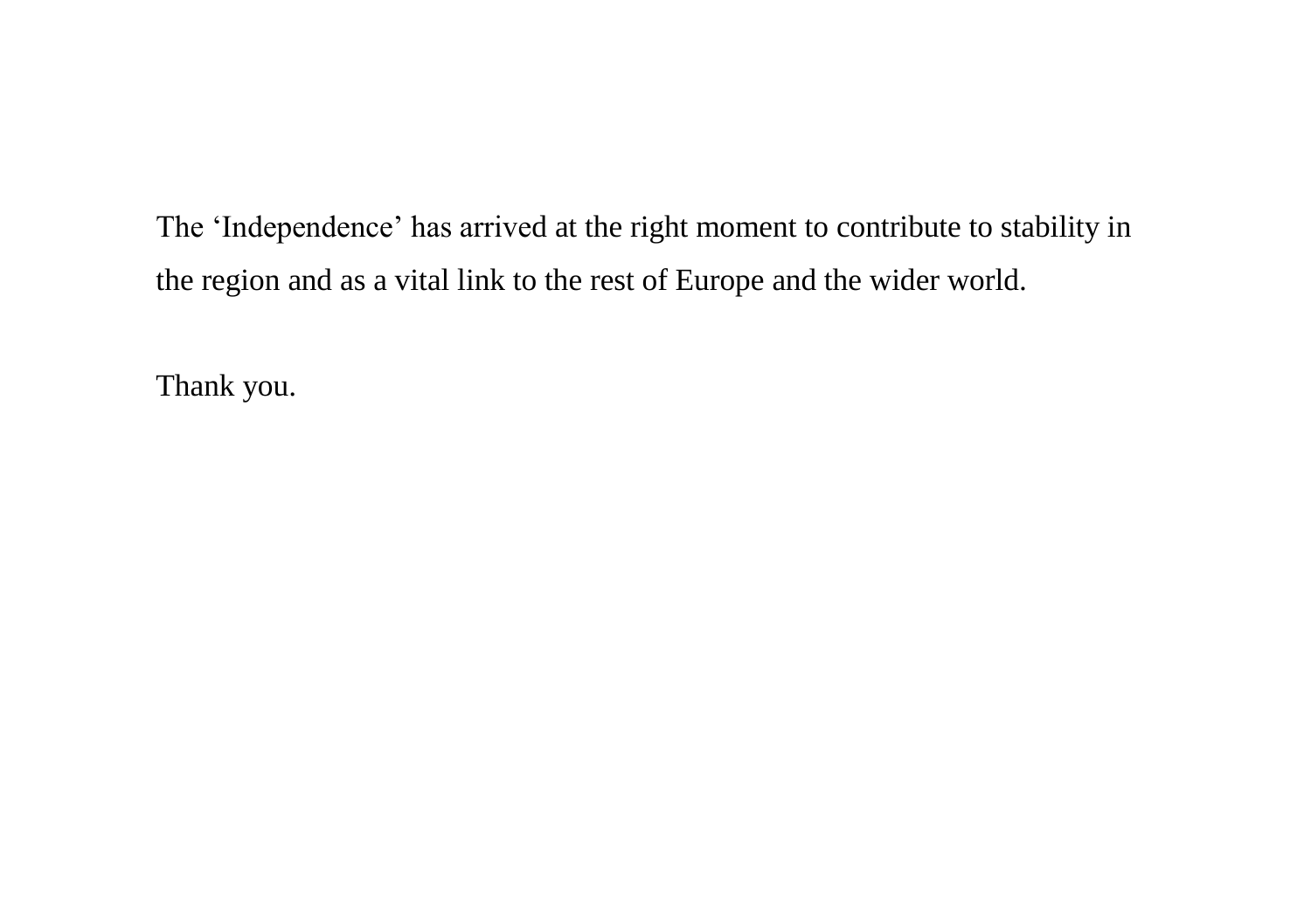The ‘Independence’ has arrived at the right moment to contribute to stability in the region and as a vital link to the rest of Europe and the wider world.

Thank you.